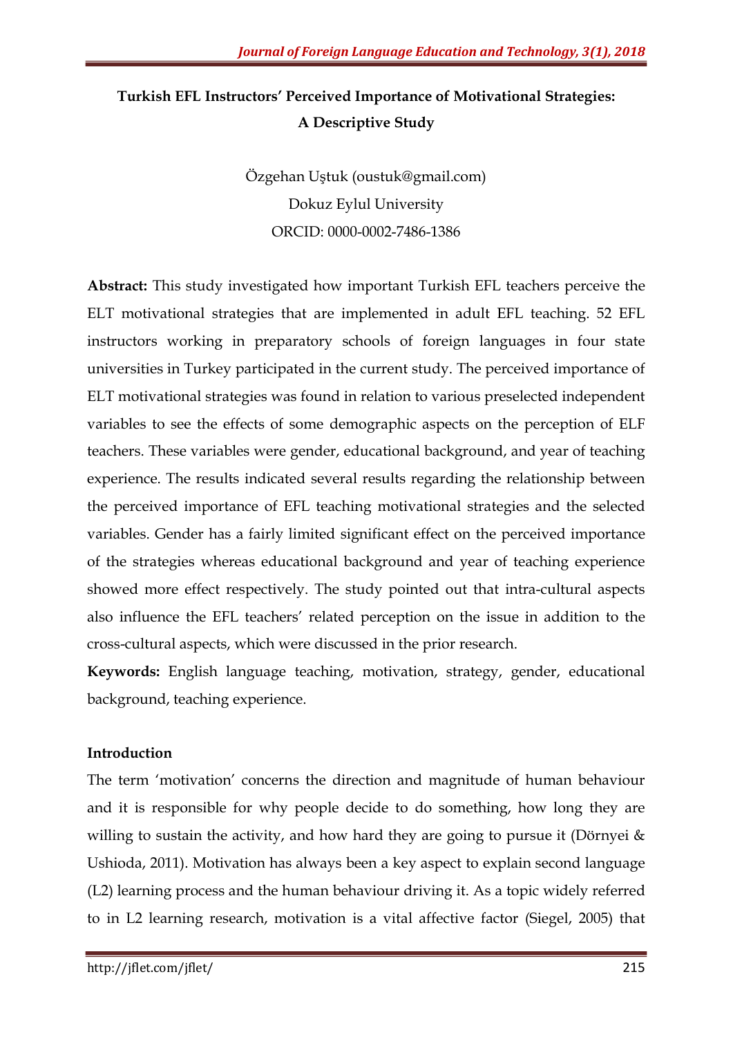# Turkish EFL Instructors' Perceived Importance of Motivational Strategies: A Descriptive Study

Özgehan Uştuk (oustuk@gmail.com)
Dokuz Eylul University
ORCID: 0000-0002-7486-1386

**Abstract:** This study investigated how important Turkish EFL teachers perceive the ELT motivational strategies that are implemented in adult EFL teaching. 52 EFL instructors working in preparatory schools of foreign languages in four state universities in Turkey participated in the current study. The perceived importance of ELT motivational strategies was found in relation to various preselected independent variables to see the effects of some demographic aspects on the perception of ELF teachers. These variables were gender, educational background, and year of teaching experience. The results indicated several results regarding the relationship between the perceived importance of EFL teaching motivational strategies and the selected variables. Gender has a fairly limited significant effect on the perceived importance of the strategies whereas educational background and year of teaching experience showed more effect respectively. The study pointed out that intra-cultural aspects also influence the EFL teachers' related perception on the issue in addition to the cross-cultural aspects, which were discussed in the prior research.

**Keywords:** English language teaching, motivation, strategy, gender, educational background, teaching experience.

## Introduction

The term 'motivation' concerns the direction and magnitude of human behaviour and it is responsible for why people decide to do something, how long they are willing to sustain the activity, and how hard they are going to pursue it (Dörnyei & Ushioda, 2011). Motivation has always been a key aspect to explain second language (L2) learning process and the human behaviour driving it. As a topic widely referred to in L2 learning research, motivation is a vital affective factor (Siegel, 2005) that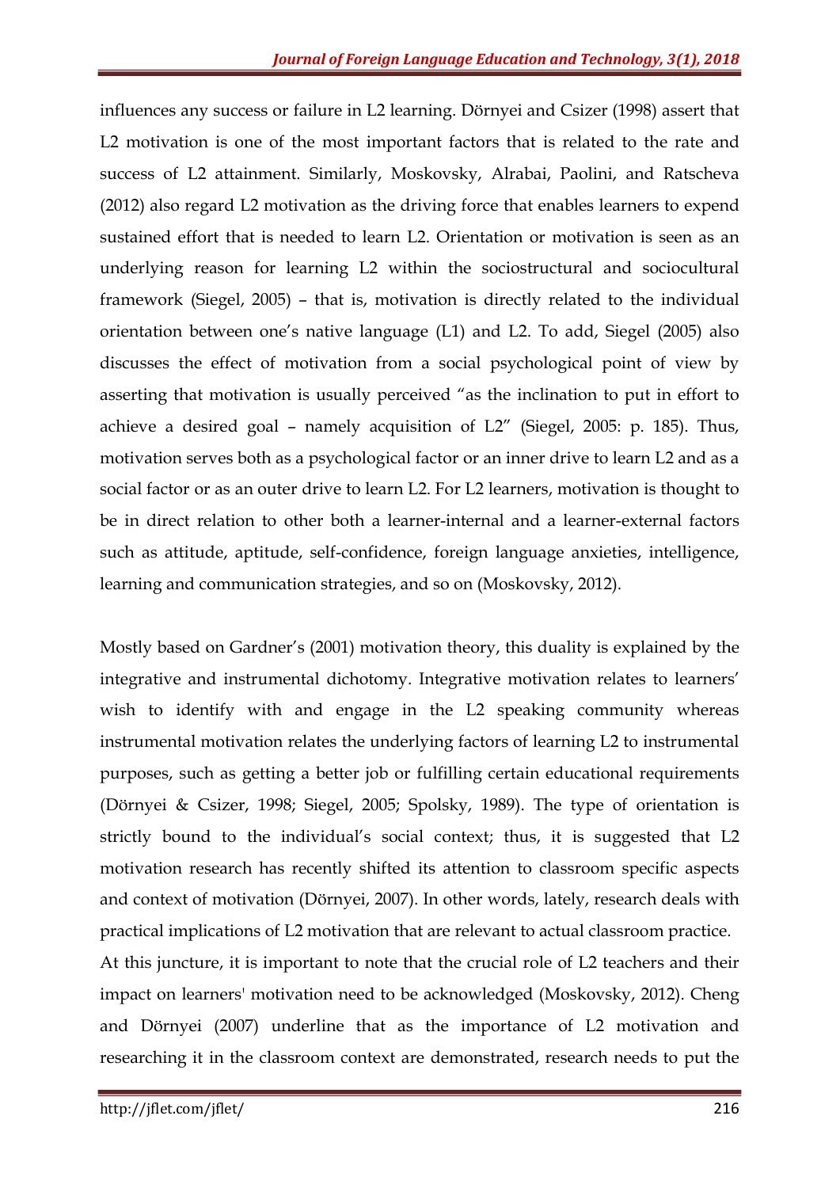influences any success or failure in L2 learning. Dörnyei and Csizer (1998) assert that L2 motivation is one of the most important factors that is related to the rate and success of L2 attainment. Similarly, Moskovsky, Alrabai, Paolini, and Ratscheva (2012) also regard L2 motivation as the driving force that enables learners to expend sustained effort that is needed to learn L2. Orientation or motivation is seen as an underlying reason for learning L2 within the sociostructural and sociocultural framework (Siegel, 2005) – that is, motivation is directly related to the individual orientation between one's native language (L1) and L2. To add, Siegel (2005) also discusses the effect of motivation from a social psychological point of view by asserting that motivation is usually perceived "as the inclination to put in effort to achieve a desired goal – namely acquisition of L2" (Siegel, 2005: p. 185). Thus, motivation serves both as a psychological factor or an inner drive to learn L2 and as a social factor or as an outer drive to learn L2. For L2 learners, motivation is thought to be in direct relation to other both a learner-internal and a learner-external factors such as attitude, aptitude, self-confidence, foreign language anxieties, intelligence, learning and communication strategies, and so on (Moskovsky, 2012).

Mostly based on Gardner's (2001) motivation theory, this duality is explained by the integrative and instrumental dichotomy. Integrative motivation relates to learners' wish to identify with and engage in the L2 speaking community whereas instrumental motivation relates the underlying factors of learning L2 to instrumental purposes, such as getting a better job or fulfilling certain educational requirements (Dörnyei & Csizer, 1998; Siegel, 2005; Spolsky, 1989). The type of orientation is strictly bound to the individual's social context; thus, it is suggested that L2 motivation research has recently shifted its attention to classroom specific aspects and context of motivation (Dörnyei, 2007). In other words, lately, research deals with practical implications of L2 motivation that are relevant to actual classroom practice.

At this juncture, it is important to note that the crucial role of L2 teachers and their impact on learners' motivation need to be acknowledged (Moskovsky, 2012). Cheng and Dörnyei (2007) underline that as the importance of L2 motivation and researching it in the classroom context are demonstrated, research needs to put the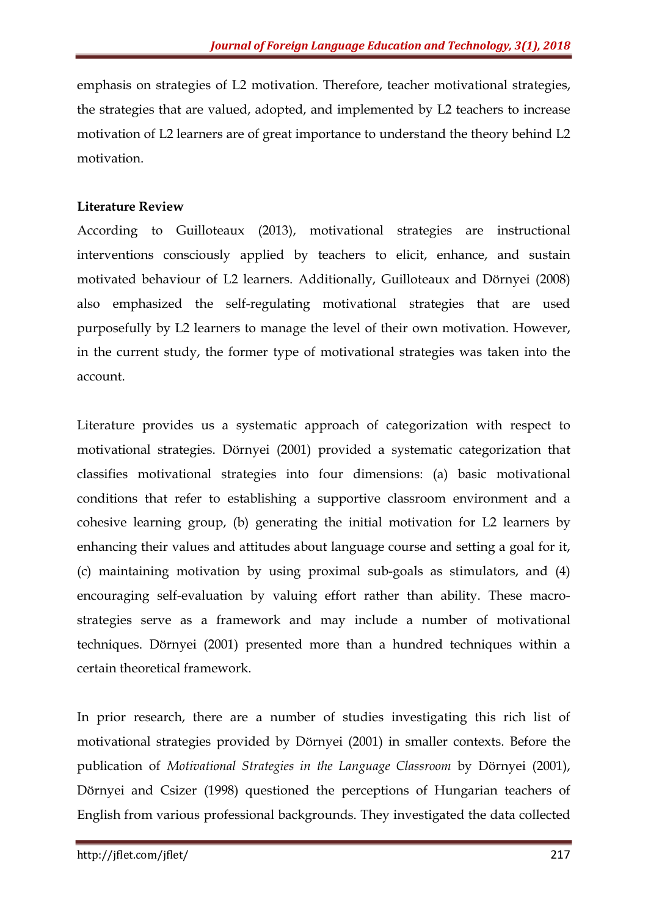emphasis on strategies of L2 motivation. Therefore, teacher motivational strategies, the strategies that are valued, adopted, and implemented by L2 teachers to increase motivation of L2 learners are of great importance to understand the theory behind L2 motivation.

## Literature Review

According to Guilloteaux (2013), motivational strategies are instructional interventions consciously applied by teachers to elicit, enhance, and sustain motivated behaviour of L2 learners. Additionally, Guilloteaux and Dörnyei (2008) also emphasized the self-regulating motivational strategies that are used purposefully by L2 learners to manage the level of their own motivation. However, in the current study, the former type of motivational strategies was taken into the account.

Literature provides us a systematic approach of categorization with respect to motivational strategies. Dörnyei (2001) provided a systematic categorization that classifies motivational strategies into four dimensions: (a) basic motivational conditions that refer to establishing a supportive classroom environment and a cohesive learning group, (b) generating the initial motivation for L2 learners by enhancing their values and attitudes about language course and setting a goal for it, (c) maintaining motivation by using proximal sub-goals as stimulators, and (4) encouraging self-evaluation by valuing effort rather than ability. These macro-strategies serve as a framework and may include a number of motivational techniques. Dörnyei (2001) presented more than a hundred techniques within a certain theoretical framework.

In prior research, there are a number of studies investigating this rich list of motivational strategies provided by Dörnyei (2001) in smaller contexts. Before the publication of *Motivational Strategies in the Language Classroom* by Dörnyei (2001), Dörnyei and Csizer (1998) questioned the perceptions of Hungarian teachers of English from various professional backgrounds. They investigated the data collected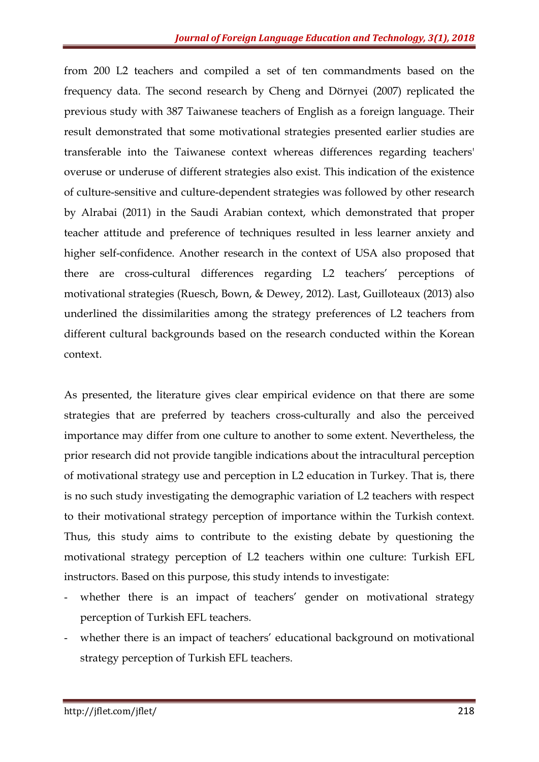from 200 L2 teachers and compiled a set of ten commandments based on the frequency data. The second research by Cheng and Dörnyei (2007) replicated the previous study with 387 Taiwanese teachers of English as a foreign language. Their result demonstrated that some motivational strategies presented earlier studies are transferable into the Taiwanese context whereas differences regarding teachers' overuse or underuse of different strategies also exist. This indication of the existence of culture-sensitive and culture-dependent strategies was followed by other research by Alrabai (2011) in the Saudi Arabian context, which demonstrated that proper teacher attitude and preference of techniques resulted in less learner anxiety and higher self-confidence. Another research in the context of USA also proposed that there are cross-cultural differences regarding L2 teachers' perceptions of motivational strategies (Ruesch, Bown, & Dewey, 2012). Last, Guilloteaux (2013) also underlined the dissimilarities among the strategy preferences of L2 teachers from different cultural backgrounds based on the research conducted within the Korean context.

As presented, the literature gives clear empirical evidence on that there are some strategies that are preferred by teachers cross-culturally and also the perceived importance may differ from one culture to another to some extent. Nevertheless, the prior research did not provide tangible indications about the intracultural perception of motivational strategy use and perception in L2 education in Turkey. That is, there is no such study investigating the demographic variation of L2 teachers with respect to their motivational strategy perception of importance within the Turkish context. Thus, this study aims to contribute to the existing debate by questioning the motivational strategy perception of L2 teachers within one culture: Turkish EFL instructors. Based on this purpose, this study intends to investigate:

- whether there is an impact of teachers' gender on motivational strategy perception of Turkish EFL teachers.
- whether there is an impact of teachers' educational background on motivational strategy perception of Turkish EFL teachers.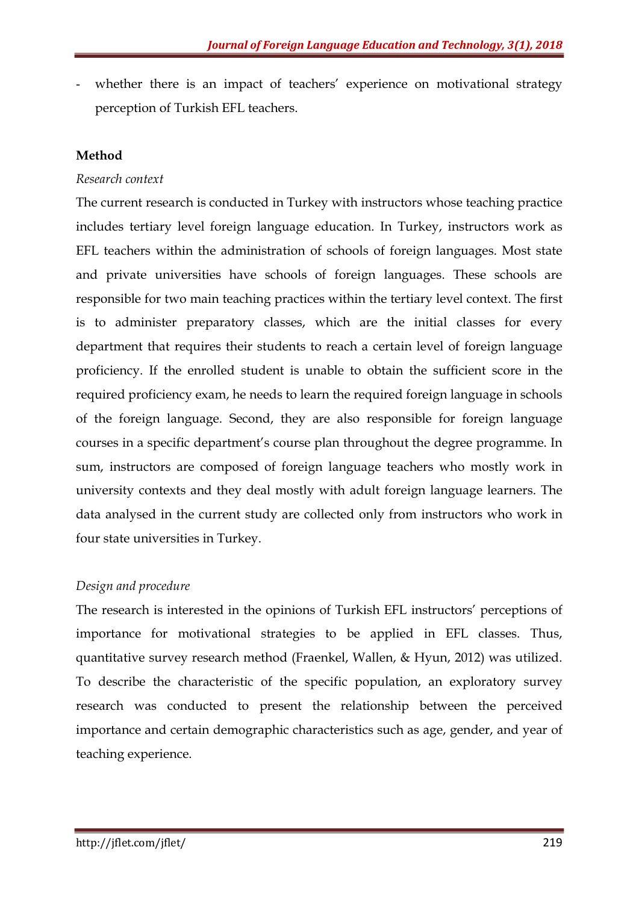- whether there is an impact of teachers' experience on motivational strategy perception of Turkish EFL teachers.

## Method

*Research context*

The current research is conducted in Turkey with instructors whose teaching practice includes tertiary level foreign language education. In Turkey, instructors work as EFL teachers within the administration of schools of foreign languages. Most state and private universities have schools of foreign languages. These schools are responsible for two main teaching practices within the tertiary level context. The first is to administer preparatory classes, which are the initial classes for every department that requires their students to reach a certain level of foreign language proficiency. If the enrolled student is unable to obtain the sufficient score in the required proficiency exam, he needs to learn the required foreign language in schools of the foreign language. Second, they are also responsible for foreign language courses in a specific department's course plan throughout the degree programme. In sum, instructors are composed of foreign language teachers who mostly work in university contexts and they deal mostly with adult foreign language learners. The data analysed in the current study are collected only from instructors who work in four state universities in Turkey.

*Design and procedure*

The research is interested in the opinions of Turkish EFL instructors' perceptions of importance for motivational strategies to be applied in EFL classes. Thus, quantitative survey research method (Fraenkel, Wallen, & Hyun, 2012) was utilized. To describe the characteristic of the specific population, an exploratory survey research was conducted to present the relationship between the perceived importance and certain demographic characteristics such as age, gender, and year of teaching experience.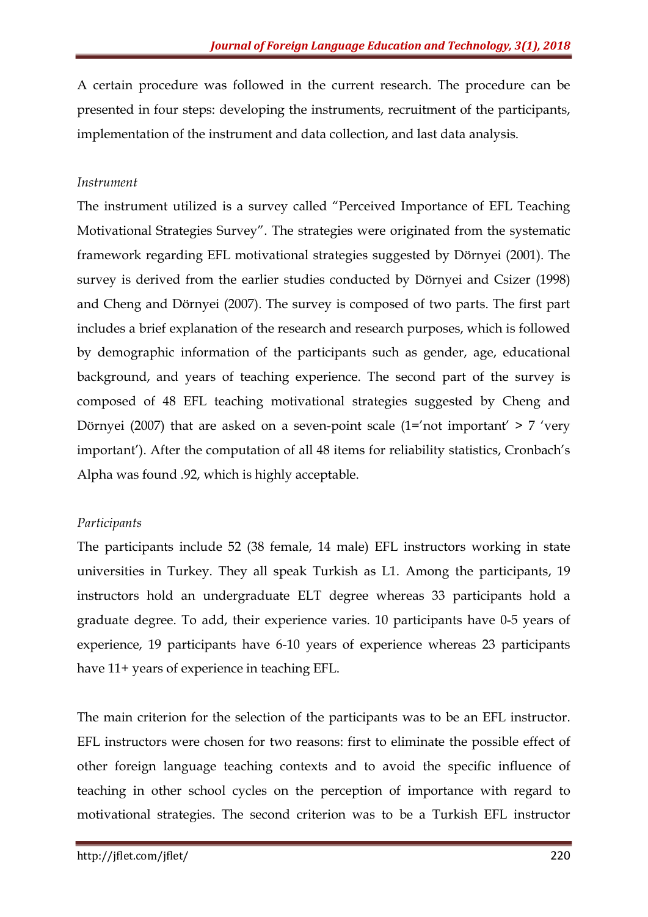A certain procedure was followed in the current research. The procedure can be presented in four steps: developing the instruments, recruitment of the participants, implementation of the instrument and data collection, and last data analysis.

*Instrument*

The instrument utilized is a survey called "Perceived Importance of EFL Teaching Motivational Strategies Survey". The strategies were originated from the systematic framework regarding EFL motivational strategies suggested by Dörnyei (2001). The survey is derived from the earlier studies conducted by Dörnyei and Csizer (1998) and Cheng and Dörnyei (2007). The survey is composed of two parts. The first part includes a brief explanation of the research and research purposes, which is followed by demographic information of the participants such as gender, age, educational background, and years of teaching experience. The second part of the survey is composed of 48 EFL teaching motivational strategies suggested by Cheng and Dörnyei (2007) that are asked on a seven-point scale (1='not important' > 7 'very important'). After the computation of all 48 items for reliability statistics, Cronbach's Alpha was found .92, which is highly acceptable.

*Participants*

The participants include 52 (38 female, 14 male) EFL instructors working in state universities in Turkey. They all speak Turkish as L1. Among the participants, 19 instructors hold an undergraduate ELT degree whereas 33 participants hold a graduate degree. To add, their experience varies. 10 participants have 0-5 years of experience, 19 participants have 6-10 years of experience whereas 23 participants have 11+ years of experience in teaching EFL.

The main criterion for the selection of the participants was to be an EFL instructor. EFL instructors were chosen for two reasons: first to eliminate the possible effect of other foreign language teaching contexts and to avoid the specific influence of teaching in other school cycles on the perception of importance with regard to motivational strategies. The second criterion was to be a Turkish EFL instructor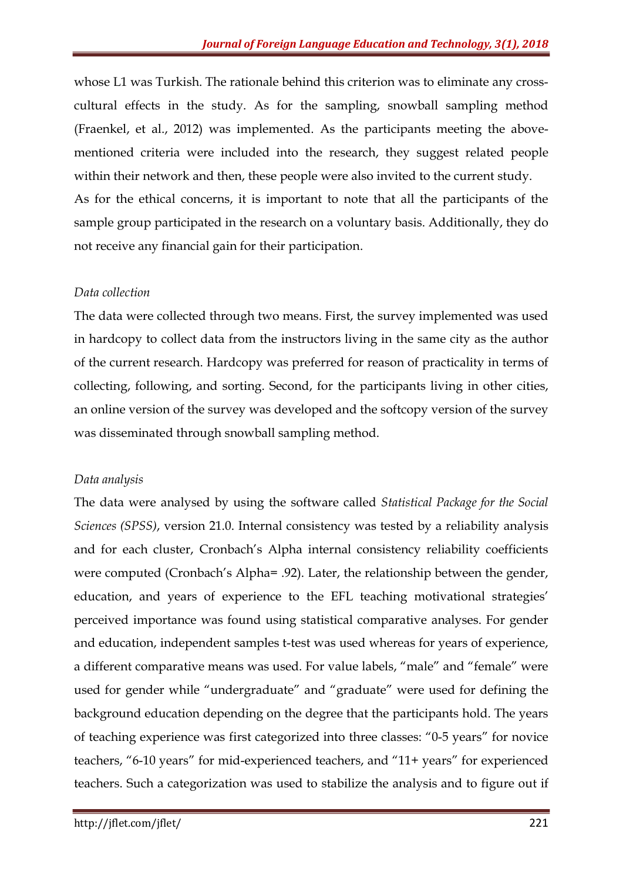whose L1 was Turkish. The rationale behind this criterion was to eliminate any cross-cultural effects in the study. As for the sampling, snowball sampling method (Fraenkel, et al., 2012) was implemented. As the participants meeting the above-mentioned criteria were included into the research, they suggest related people within their network and then, these people were also invited to the current study.

As for the ethical concerns, it is important to note that all the participants of the sample group participated in the research on a voluntary basis. Additionally, they do not receive any financial gain for their participation.

*Data collection*

The data were collected through two means. First, the survey implemented was used in hardcopy to collect data from the instructors living in the same city as the author of the current research. Hardcopy was preferred for reason of practicality in terms of collecting, following, and sorting. Second, for the participants living in other cities, an online version of the survey was developed and the softcopy version of the survey was disseminated through snowball sampling method.

*Data analysis*

The data were analysed by using the software called *Statistical Package for the Social Sciences (SPSS)*, version 21.0. Internal consistency was tested by a reliability analysis and for each cluster, Cronbach's Alpha internal consistency reliability coefficients were computed (Cronbach's Alpha= .92). Later, the relationship between the gender, education, and years of experience to the EFL teaching motivational strategies' perceived importance was found using statistical comparative analyses. For gender and education, independent samples t-test was used whereas for years of experience, a different comparative means was used. For value labels, "male" and "female" were used for gender while "undergraduate" and "graduate" were used for defining the background education depending on the degree that the participants hold. The years of teaching experience was first categorized into three classes: "0-5 years" for novice teachers, "6-10 years" for mid-experienced teachers, and "11+ years" for experienced teachers. Such a categorization was used to stabilize the analysis and to figure out if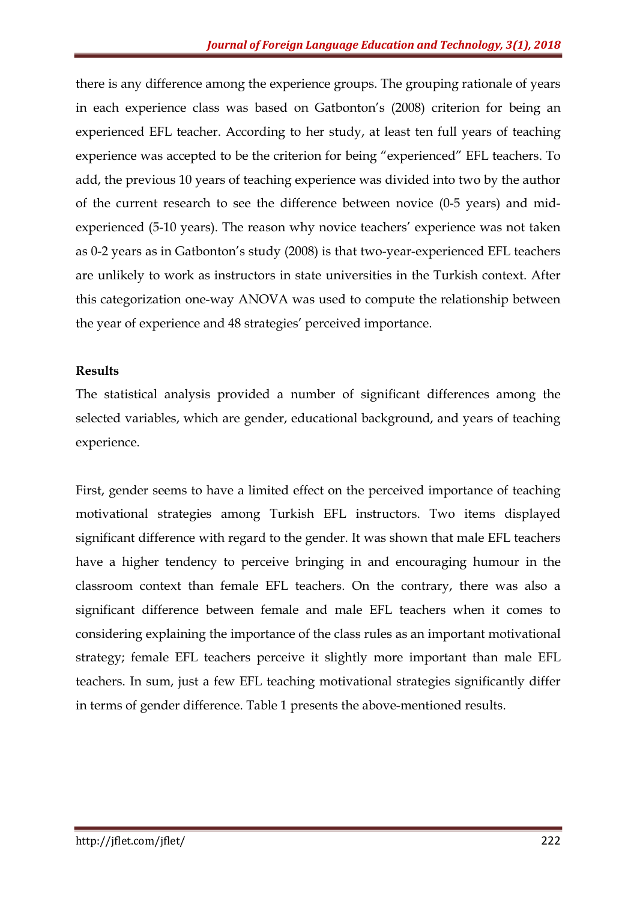there is any difference among the experience groups. The grouping rationale of years in each experience class was based on Gatbonton's (2008) criterion for being an experienced EFL teacher. According to her study, at least ten full years of teaching experience was accepted to be the criterion for being "experienced" EFL teachers. To add, the previous 10 years of teaching experience was divided into two by the author of the current research to see the difference between novice (0-5 years) and mid-experienced (5-10 years). The reason why novice teachers' experience was not taken as 0-2 years as in Gatbonton's study (2008) is that two-year-experienced EFL teachers are unlikely to work as instructors in state universities in the Turkish context. After this categorization one-way ANOVA was used to compute the relationship between the year of experience and 48 strategies' perceived importance.

**Results**

The statistical analysis provided a number of significant differences among the selected variables, which are gender, educational background, and years of teaching experience.

First, gender seems to have a limited effect on the perceived importance of teaching motivational strategies among Turkish EFL instructors. Two items displayed significant difference with regard to the gender. It was shown that male EFL teachers have a higher tendency to perceive bringing in and encouraging humour in the classroom context than female EFL teachers. On the contrary, there was also a significant difference between female and male EFL teachers when it comes to considering explaining the importance of the class rules as an important motivational strategy; female EFL teachers perceive it slightly more important than male EFL teachers. In sum, just a few EFL teaching motivational strategies significantly differ in terms of gender difference. Table 1 presents the above-mentioned results.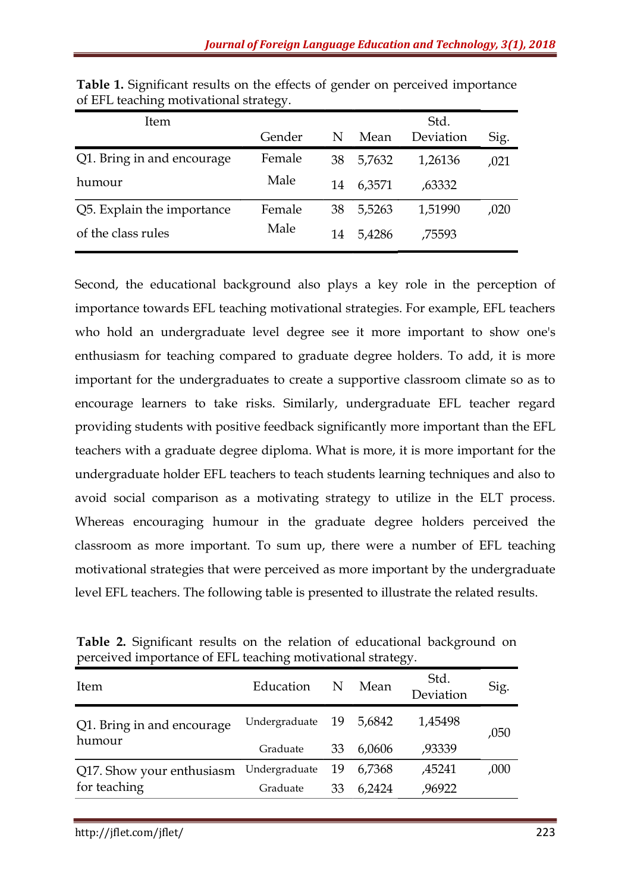**Table 1.** Significant results on the effects of gender on perceived importance of EFL teaching motivational strategy.

| Item | Gender | N | Mean | Std. Deviation | Sig. |
|---|---|---|---|---|---|
| Q1. Bring in and encourage humour | Female | 38 | 5,7632 | 1,26136 | ,021 |
| | Male | 14 | 6,3571 | ,63332 | |
| Q5. Explain the importance of the class rules | Female | 38 | 5,5263 | 1,51990 | ,020 |
| | Male | 14 | 5,4286 | ,75593 | |

Second, the educational background also plays a key role in the perception of importance towards EFL teaching motivational strategies. For example, EFL teachers who hold an undergraduate level degree see it more important to show one's enthusiasm for teaching compared to graduate degree holders. To add, it is more important for the undergraduates to create a supportive classroom climate so as to encourage learners to take risks. Similarly, undergraduate EFL teacher regard providing students with positive feedback significantly more important than the EFL teachers with a graduate degree diploma. What is more, it is more important for the undergraduate holder EFL teachers to teach students learning techniques and also to avoid social comparison as a motivating strategy to utilize in the ELT process. Whereas encouraging humour in the graduate degree holders perceived the classroom as more important. To sum up, there were a number of EFL teaching motivational strategies that were perceived as more important by the undergraduate level EFL teachers. The following table is presented to illustrate the related results.

**Table 2.** Significant results on the relation of educational background on perceived importance of EFL teaching motivational strategy.

| Item | Education | N | Mean | Std. Deviation | Sig. |
|---|---|---|---|---|---|
| Q1. Bring in and encourage humour | Undergraduate | 19 | 5,6842 | 1,45498 | ,050 |
| | Graduate | 33 | 6,0606 | ,93339 | |
| Q17. Show your enthusiasm for teaching | Undergraduate | 19 | 6,7368 | ,45241 | ,000 |
| | Graduate | 33 | 6,2424 | ,96922 | |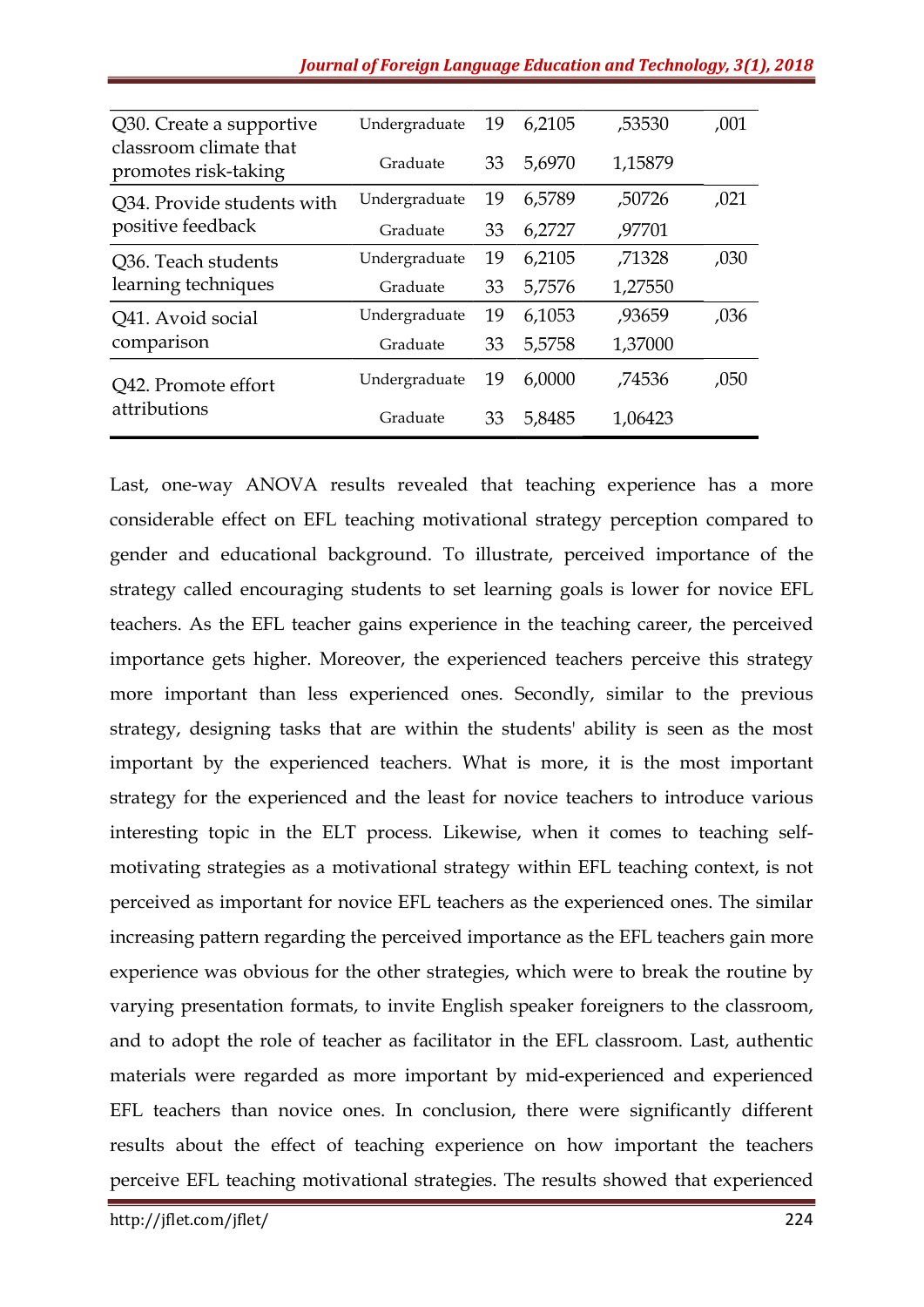| | | | | | |
|---|---|---|---|---|---|
| Q30. Create a supportive classroom climate that promotes risk-taking | Undergraduate | 19 | 6,2105 | ,53530 | ,001 |
| | Graduate | 33 | 5,6970 | 1,15879 | |
| Q34. Provide students with positive feedback | Undergraduate | 19 | 6,5789 | ,50726 | ,021 |
| | Graduate | 33 | 6,2727 | ,97701 | |
| Q36. Teach students learning techniques | Undergraduate | 19 | 6,2105 | ,71328 | ,030 |
| | Graduate | 33 | 5,7576 | 1,27550 | |
| Q41. Avoid social comparison | Undergraduate | 19 | 6,1053 | ,93659 | ,036 |
| | Graduate | 33 | 5,5758 | 1,37000 | |
| Q42. Promote effort attributions | Undergraduate | 19 | 6,0000 | ,74536 | ,050 |
| | Graduate | 33 | 5,8485 | 1,06423 | |

Last, one-way ANOVA results revealed that teaching experience has a more considerable effect on EFL teaching motivational strategy perception compared to gender and educational background. To illustrate, perceived importance of the strategy called encouraging students to set learning goals is lower for novice EFL teachers. As the EFL teacher gains experience in the teaching career, the perceived importance gets higher. Moreover, the experienced teachers perceive this strategy more important than less experienced ones. Secondly, similar to the previous strategy, designing tasks that are within the students' ability is seen as the most important by the experienced teachers. What is more, it is the most important strategy for the experienced and the least for novice teachers to introduce various interesting topic in the ELT process. Likewise, when it comes to teaching self-motivating strategies as a motivational strategy within EFL teaching context, is not perceived as important for novice EFL teachers as the experienced ones. The similar increasing pattern regarding the perceived importance as the EFL teachers gain more experience was obvious for the other strategies, which were to break the routine by varying presentation formats, to invite English speaker foreigners to the classroom, and to adopt the role of teacher as facilitator in the EFL classroom. Last, authentic materials were regarded as more important by mid-experienced and experienced EFL teachers than novice ones. In conclusion, there were significantly different results about the effect of teaching experience on how important the teachers perceive EFL teaching motivational strategies. The results showed that experienced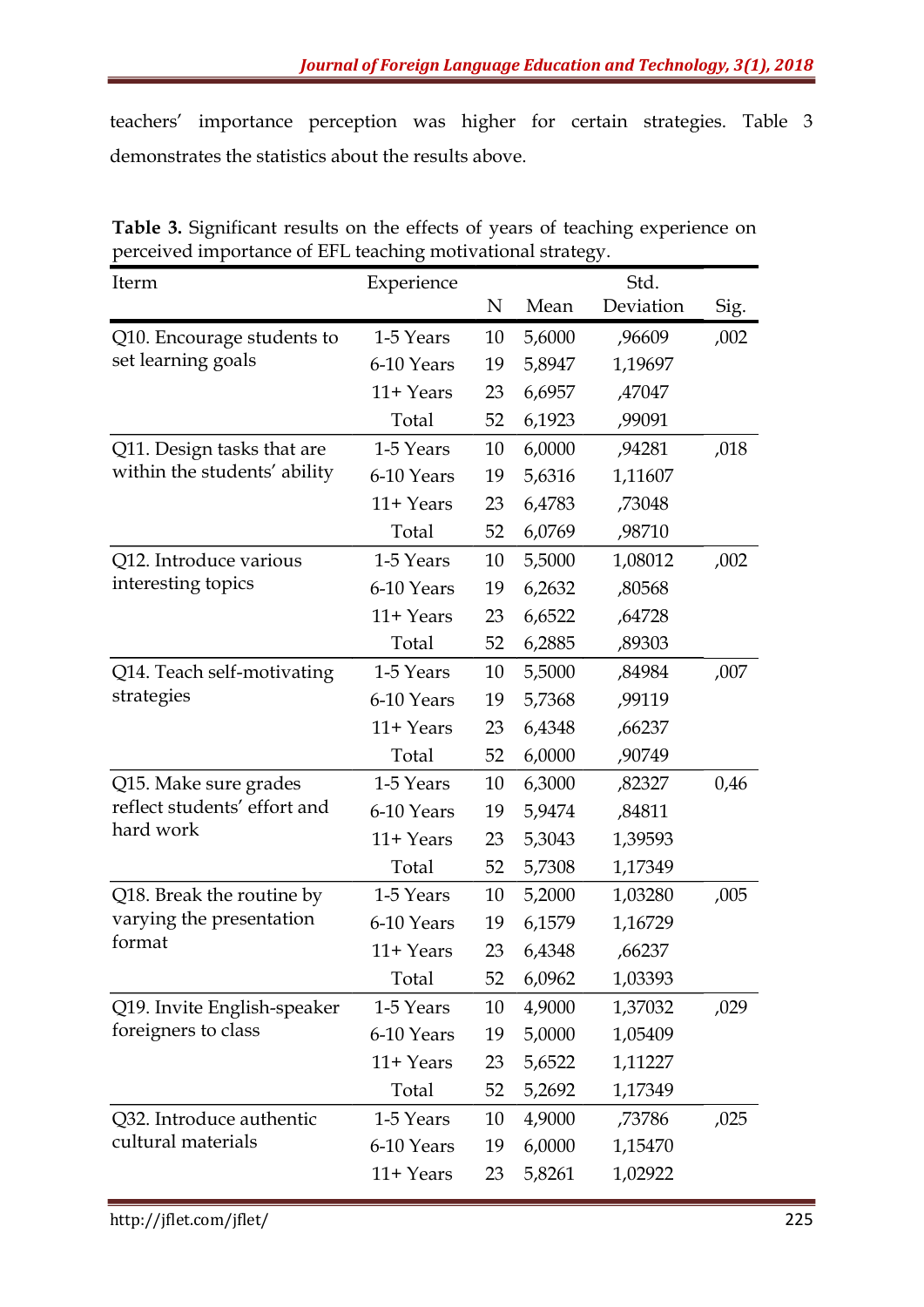teachers' importance perception was higher for certain strategies. Table 3 demonstrates the statistics about the results above.

**Table 3.** Significant results on the effects of years of teaching experience on perceived importance of EFL teaching motivational strategy.

| Iterm | Experience | N | Mean | Std. Deviation | Sig. |
|---|---|---|---|---|---|
| Q10. Encourage students to set learning goals | 1-5 Years | 10 | 5,6000 | ,96609 | ,002 |
| | 6-10 Years | 19 | 5,8947 | 1,19697 | |
| | 11+ Years | 23 | 6,6957 | ,47047 | |
| | Total | 52 | 6,1923 | ,99091 | |
| Q11. Design tasks that are within the students' ability | 1-5 Years | 10 | 6,0000 | ,94281 | ,018 |
| | 6-10 Years | 19 | 5,6316 | 1,11607 | |
| | 11+ Years | 23 | 6,4783 | ,73048 | |
| | Total | 52 | 6,0769 | ,98710 | |
| Q12. Introduce various interesting topics | 1-5 Years | 10 | 5,5000 | 1,08012 | ,002 |
| | 6-10 Years | 19 | 6,2632 | ,80568 | |
| | 11+ Years | 23 | 6,6522 | ,64728 | |
| | Total | 52 | 6,2885 | ,89303 | |
| Q14. Teach self-motivating strategies | 1-5 Years | 10 | 5,5000 | ,84984 | ,007 |
| | 6-10 Years | 19 | 5,7368 | ,99119 | |
| | 11+ Years | 23 | 6,4348 | ,66237 | |
| | Total | 52 | 6,0000 | ,90749 | |
| Q15. Make sure grades reflect students' effort and hard work | 1-5 Years | 10 | 6,3000 | ,82327 | 0,46 |
| | 6-10 Years | 19 | 5,9474 | ,84811 | |
| | 11+ Years | 23 | 5,3043 | 1,39593 | |
| | Total | 52 | 5,7308 | 1,17349 | |
| Q18. Break the routine by varying the presentation format | 1-5 Years | 10 | 5,2000 | 1,03280 | ,005 |
| | 6-10 Years | 19 | 6,1579 | 1,16729 | |
| | 11+ Years | 23 | 6,4348 | ,66237 | |
| | Total | 52 | 6,0962 | 1,03393 | |
| Q19. Invite English-speaker foreigners to class | 1-5 Years | 10 | 4,9000 | 1,37032 | ,029 |
| | 6-10 Years | 19 | 5,0000 | 1,05409 | |
| | 11+ Years | 23 | 5,6522 | 1,11227 | |
| | Total | 52 | 5,2692 | 1,17349 | |
| Q32. Introduce authentic cultural materials | 1-5 Years | 10 | 4,9000 | ,73786 | ,025 |
| | 6-10 Years | 19 | 6,0000 | 1,15470 | |
| | 11+ Years | 23 | 5,8261 | 1,02922 | |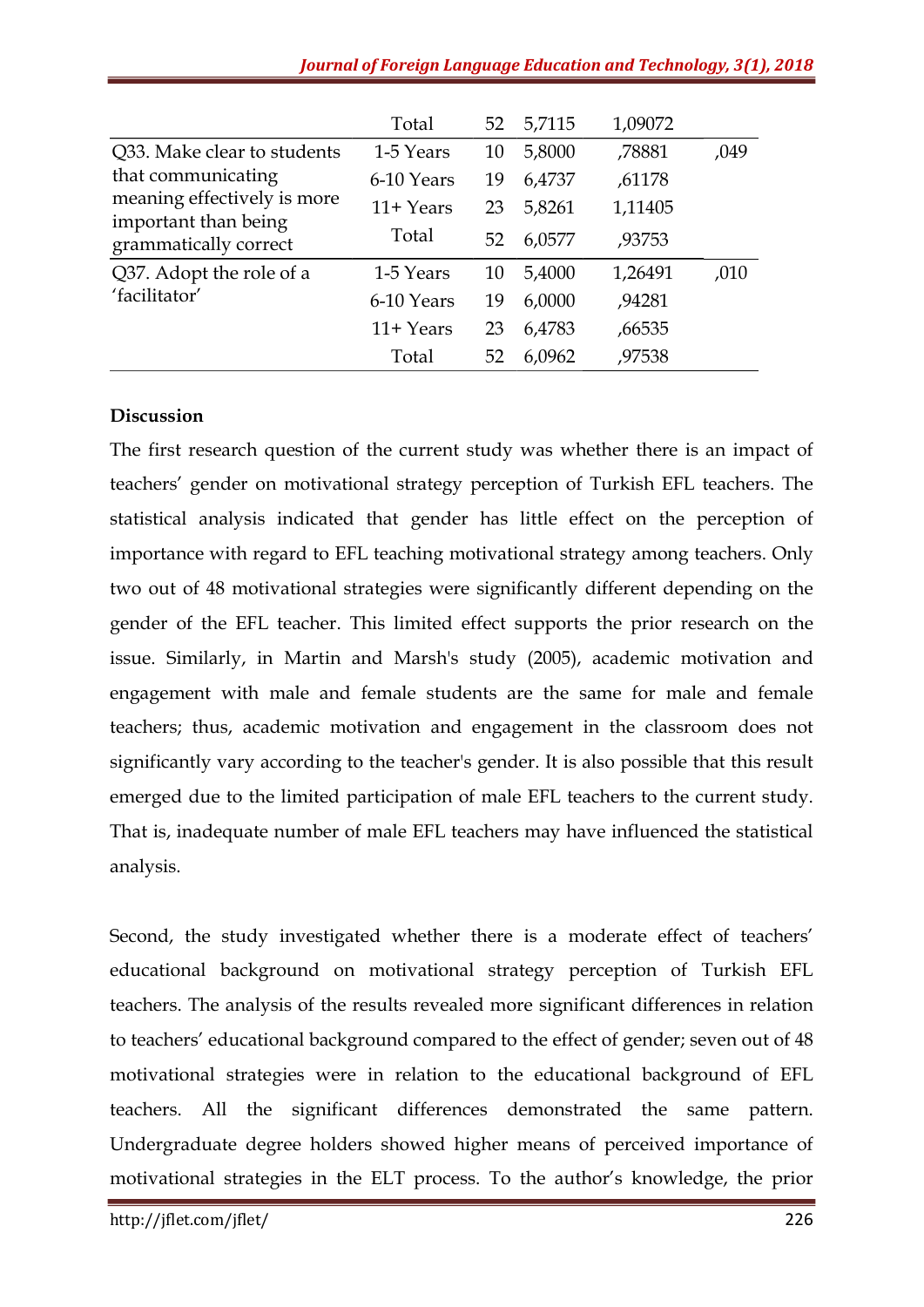| | | | | | |
|---|---|---|---|---|---|
| | Total | 52 | 5,7115 | 1,09072 | |
| Q33. Make clear to students that communicating meaning effectively is more important than being grammatically correct | 1-5 Years | 10 | 5,8000 | ,78881 | ,049 |
| | 6-10 Years | 19 | 6,4737 | ,61178 | |
| | 11+ Years | 23 | 5,8261 | 1,11405 | |
| | Total | 52 | 6,0577 | ,93753 | |
| Q37. Adopt the role of a 'facilitator' | 1-5 Years | 10 | 5,4000 | 1,26491 | ,010 |
| | 6-10 Years | 19 | 6,0000 | ,94281 | |
| | 11+ Years | 23 | 6,4783 | ,66535 | |
| | Total | 52 | 6,0962 | ,97538 | |

**Discussion**

The first research question of the current study was whether there is an impact of teachers' gender on motivational strategy perception of Turkish EFL teachers. The statistical analysis indicated that gender has little effect on the perception of importance with regard to EFL teaching motivational strategy among teachers. Only two out of 48 motivational strategies were significantly different depending on the gender of the EFL teacher. This limited effect supports the prior research on the issue. Similarly, in Martin and Marsh's study (2005), academic motivation and engagement with male and female students are the same for male and female teachers; thus, academic motivation and engagement in the classroom does not significantly vary according to the teacher's gender. It is also possible that this result emerged due to the limited participation of male EFL teachers to the current study. That is, inadequate number of male EFL teachers may have influenced the statistical analysis.

Second, the study investigated whether there is a moderate effect of teachers' educational background on motivational strategy perception of Turkish EFL teachers. The analysis of the results revealed more significant differences in relation to teachers' educational background compared to the effect of gender; seven out of 48 motivational strategies were in relation to the educational background of EFL teachers. All the significant differences demonstrated the same pattern. Undergraduate degree holders showed higher means of perceived importance of motivational strategies in the ELT process. To the author's knowledge, the prior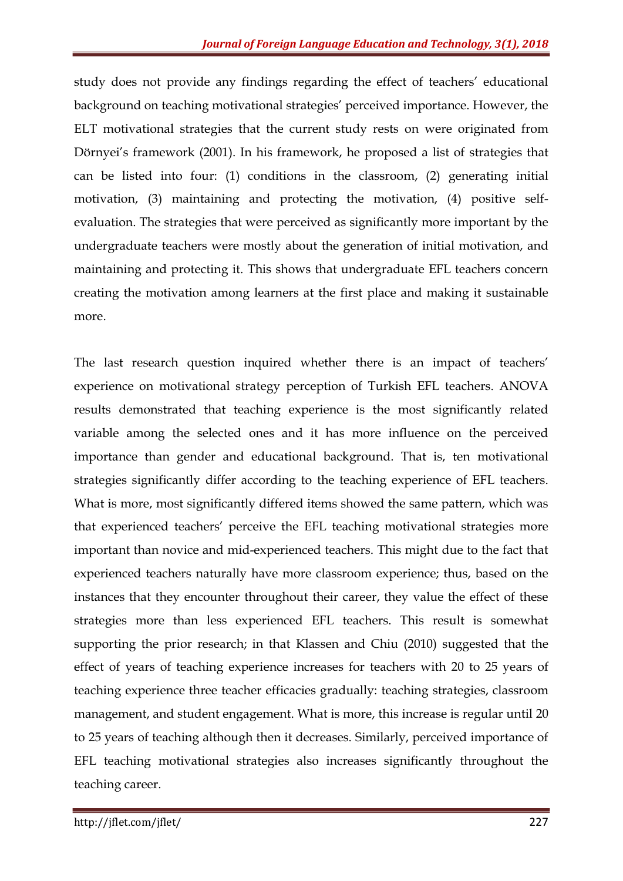study does not provide any findings regarding the effect of teachers' educational background on teaching motivational strategies' perceived importance. However, the ELT motivational strategies that the current study rests on were originated from Dörnyei's framework (2001). In his framework, he proposed a list of strategies that can be listed into four: (1) conditions in the classroom, (2) generating initial motivation, (3) maintaining and protecting the motivation, (4) positive self-evaluation. The strategies that were perceived as significantly more important by the undergraduate teachers were mostly about the generation of initial motivation, and maintaining and protecting it. This shows that undergraduate EFL teachers concern creating the motivation among learners at the first place and making it sustainable more.

The last research question inquired whether there is an impact of teachers' experience on motivational strategy perception of Turkish EFL teachers. ANOVA results demonstrated that teaching experience is the most significantly related variable among the selected ones and it has more influence on the perceived importance than gender and educational background. That is, ten motivational strategies significantly differ according to the teaching experience of EFL teachers. What is more, most significantly differed items showed the same pattern, which was that experienced teachers' perceive the EFL teaching motivational strategies more important than novice and mid-experienced teachers. This might due to the fact that experienced teachers naturally have more classroom experience; thus, based on the instances that they encounter throughout their career, they value the effect of these strategies more than less experienced EFL teachers. This result is somewhat supporting the prior research; in that Klassen and Chiu (2010) suggested that the effect of years of teaching experience increases for teachers with 20 to 25 years of teaching experience three teacher efficacies gradually: teaching strategies, classroom management, and student engagement. What is more, this increase is regular until 20 to 25 years of teaching although then it decreases. Similarly, perceived importance of EFL teaching motivational strategies also increases significantly throughout the teaching career.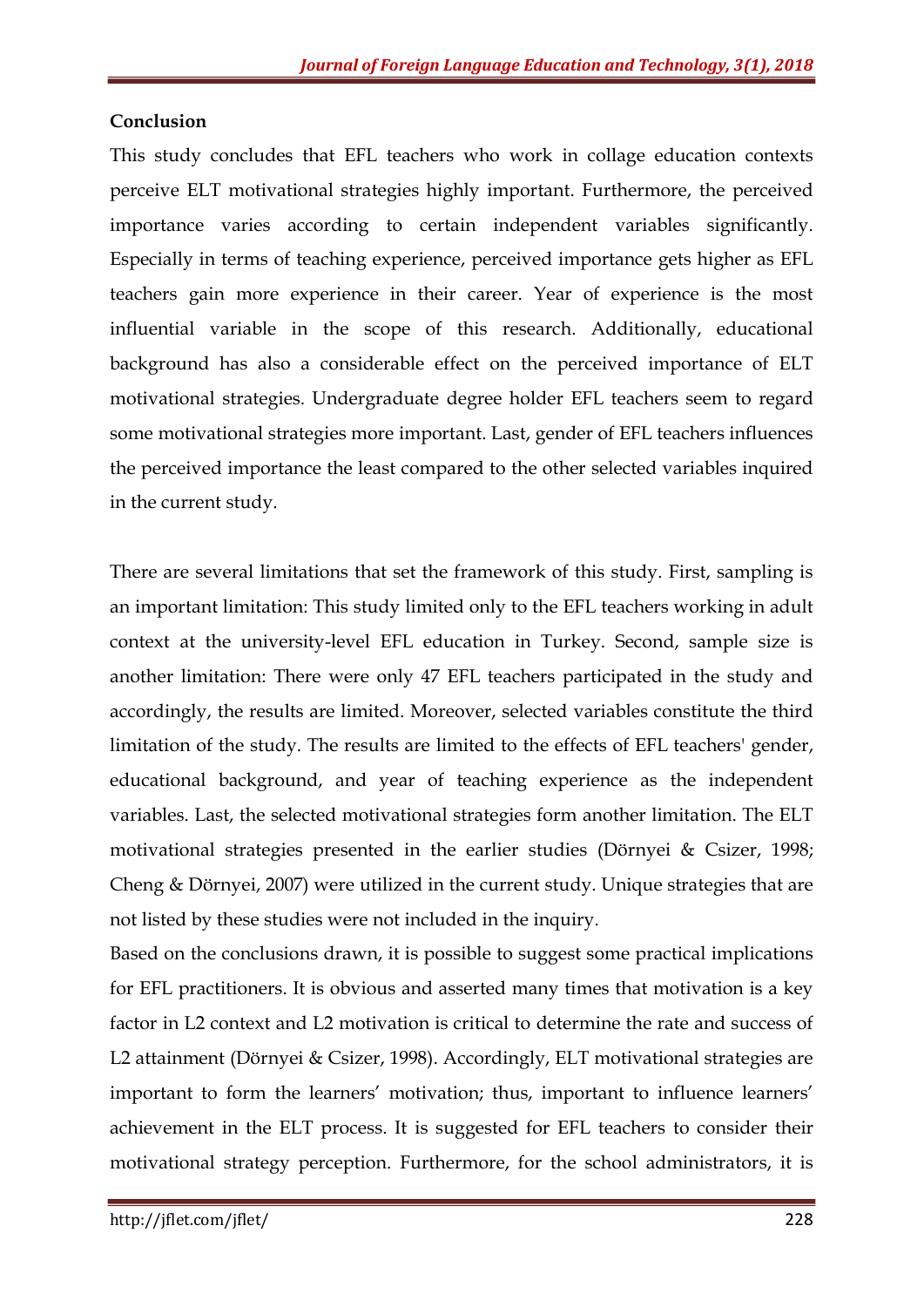## Conclusion

This study concludes that EFL teachers who work in collage education contexts perceive ELT motivational strategies highly important. Furthermore, the perceived importance varies according to certain independent variables significantly. Especially in terms of teaching experience, perceived importance gets higher as EFL teachers gain more experience in their career. Year of experience is the most influential variable in the scope of this research. Additionally, educational background has also a considerable effect on the perceived importance of ELT motivational strategies. Undergraduate degree holder EFL teachers seem to regard some motivational strategies more important. Last, gender of EFL teachers influences the perceived importance the least compared to the other selected variables inquired in the current study.

There are several limitations that set the framework of this study. First, sampling is an important limitation: This study limited only to the EFL teachers working in adult context at the university-level EFL education in Turkey. Second, sample size is another limitation: There were only 47 EFL teachers participated in the study and accordingly, the results are limited. Moreover, selected variables constitute the third limitation of the study. The results are limited to the effects of EFL teachers' gender, educational background, and year of teaching experience as the independent variables. Last, the selected motivational strategies form another limitation. The ELT motivational strategies presented in the earlier studies (Dörnyei & Csizer, 1998; Cheng & Dörnyei, 2007) were utilized in the current study. Unique strategies that are not listed by these studies were not included in the inquiry.

Based on the conclusions drawn, it is possible to suggest some practical implications for EFL practitioners. It is obvious and asserted many times that motivation is a key factor in L2 context and L2 motivation is critical to determine the rate and success of L2 attainment (Dörnyei & Csizer, 1998). Accordingly, ELT motivational strategies are important to form the learners' motivation; thus, important to influence learners' achievement in the ELT process. It is suggested for EFL teachers to consider their motivational strategy perception. Furthermore, for the school administrators, it is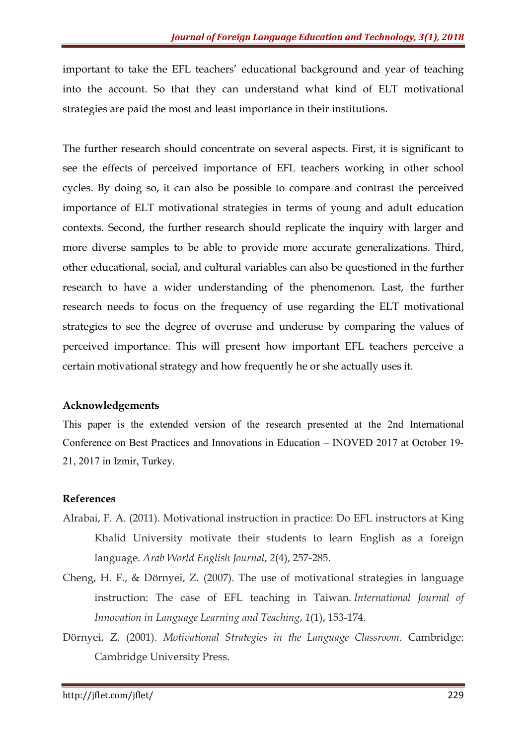important to take the EFL teachers' educational background and year of teaching into the account. So that they can understand what kind of ELT motivational strategies are paid the most and least importance in their institutions.

The further research should concentrate on several aspects. First, it is significant to see the effects of perceived importance of EFL teachers working in other school cycles. By doing so, it can also be possible to compare and contrast the perceived importance of ELT motivational strategies in terms of young and adult education contexts. Second, the further research should replicate the inquiry with larger and more diverse samples to be able to provide more accurate generalizations. Third, other educational, social, and cultural variables can also be questioned in the further research to have a wider understanding of the phenomenon. Last, the further research needs to focus on the frequency of use regarding the ELT motivational strategies to see the degree of overuse and underuse by comparing the values of perceived importance. This will present how important EFL teachers perceive a certain motivational strategy and how frequently he or she actually uses it.

### Acknowledgements

This paper is the extended version of the research presented at the 2nd International Conference on Best Practices and Innovations in Education – INOVED 2017 at October 19-21, 2017 in Izmir, Turkey.

### References

Alrabai, F. A. (2011). Motivational instruction in practice: Do EFL instructors at King Khalid University motivate their students to learn English as a foreign language. *Arab World English Journal*, *2*(4), 257-285.

Cheng, H. F., & Dörnyei, Z. (2007). The use of motivational strategies in language instruction: The case of EFL teaching in Taiwan. *International Journal of Innovation in Language Learning and Teaching*, *1*(1), 153-174.

Dörnyei, Z. (2001). *Motivational Strategies in the Language Classroom*. Cambridge: Cambridge University Press.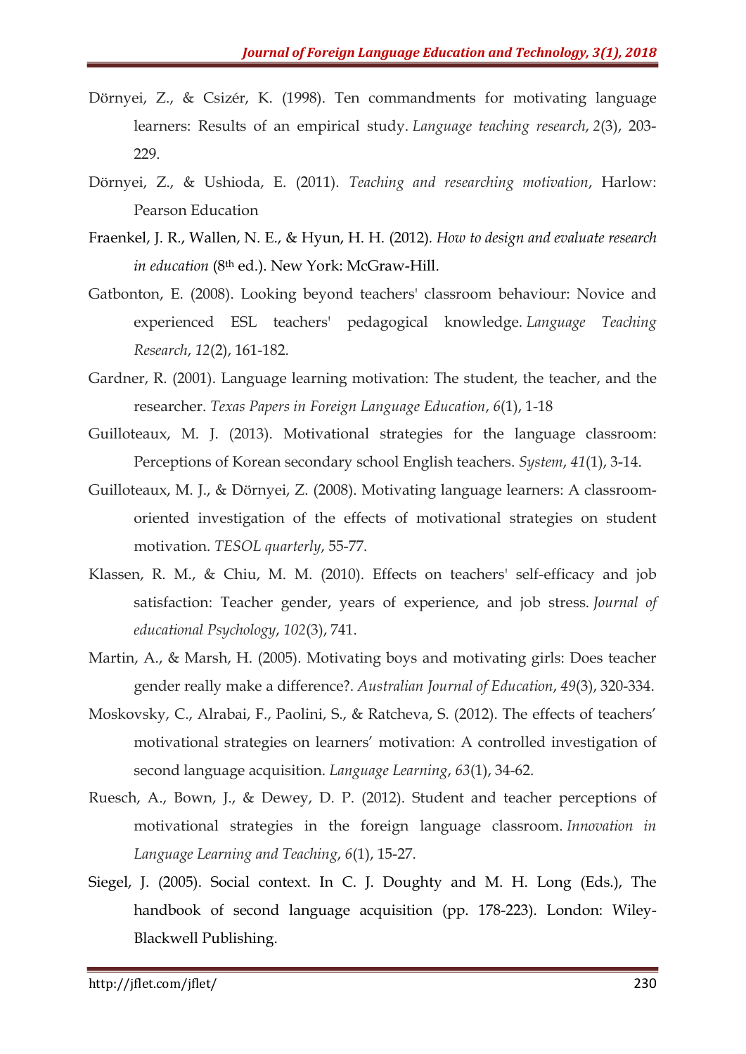Dörnyei, Z., & Csizér, K. (1998). Ten commandments for motivating language learners: Results of an empirical study. *Language teaching research*, *2*(3), 203-229.

Dörnyei, Z., & Ushioda, E. (2011). *Teaching and researching motivation*, Harlow: Pearson Education

Fraenkel, J. R., Wallen, N. E., & Hyun, H. H. (2012). *How to design and evaluate research in education* (8th ed.). New York: McGraw-Hill.

Gatbonton, E. (2008). Looking beyond teachers' classroom behaviour: Novice and experienced ESL teachers' pedagogical knowledge. *Language Teaching Research*, *12*(2), 161-182.

Gardner, R. (2001). Language learning motivation: The student, the teacher, and the researcher. *Texas Papers in Foreign Language Education*, *6*(1), 1-18

Guilloteaux, M. J. (2013). Motivational strategies for the language classroom: Perceptions of Korean secondary school English teachers. *System*, *41*(1), 3-14.

Guilloteaux, M. J., & Dörnyei, Z. (2008). Motivating language learners: A classroom-oriented investigation of the effects of motivational strategies on student motivation. *TESOL quarterly*, 55-77.

Klassen, R. M., & Chiu, M. M. (2010). Effects on teachers' self-efficacy and job satisfaction: Teacher gender, years of experience, and job stress. *Journal of educational Psychology*, *102*(3), 741.

Martin, A., & Marsh, H. (2005). Motivating boys and motivating girls: Does teacher gender really make a difference?. *Australian Journal of Education*, *49*(3), 320-334.

Moskovsky, C., Alrabai, F., Paolini, S., & Ratcheva, S. (2012). The effects of teachers' motivational strategies on learners' motivation: A controlled investigation of second language acquisition. *Language Learning*, *63*(1), 34-62.

Ruesch, A., Bown, J., & Dewey, D. P. (2012). Student and teacher perceptions of motivational strategies in the foreign language classroom. *Innovation in Language Learning and Teaching*, *6*(1), 15-27.

Siegel, J. (2005). Social context. In C. J. Doughty and M. H. Long (Eds.), The handbook of second language acquisition (pp. 178-223). London: Wiley-Blackwell Publishing.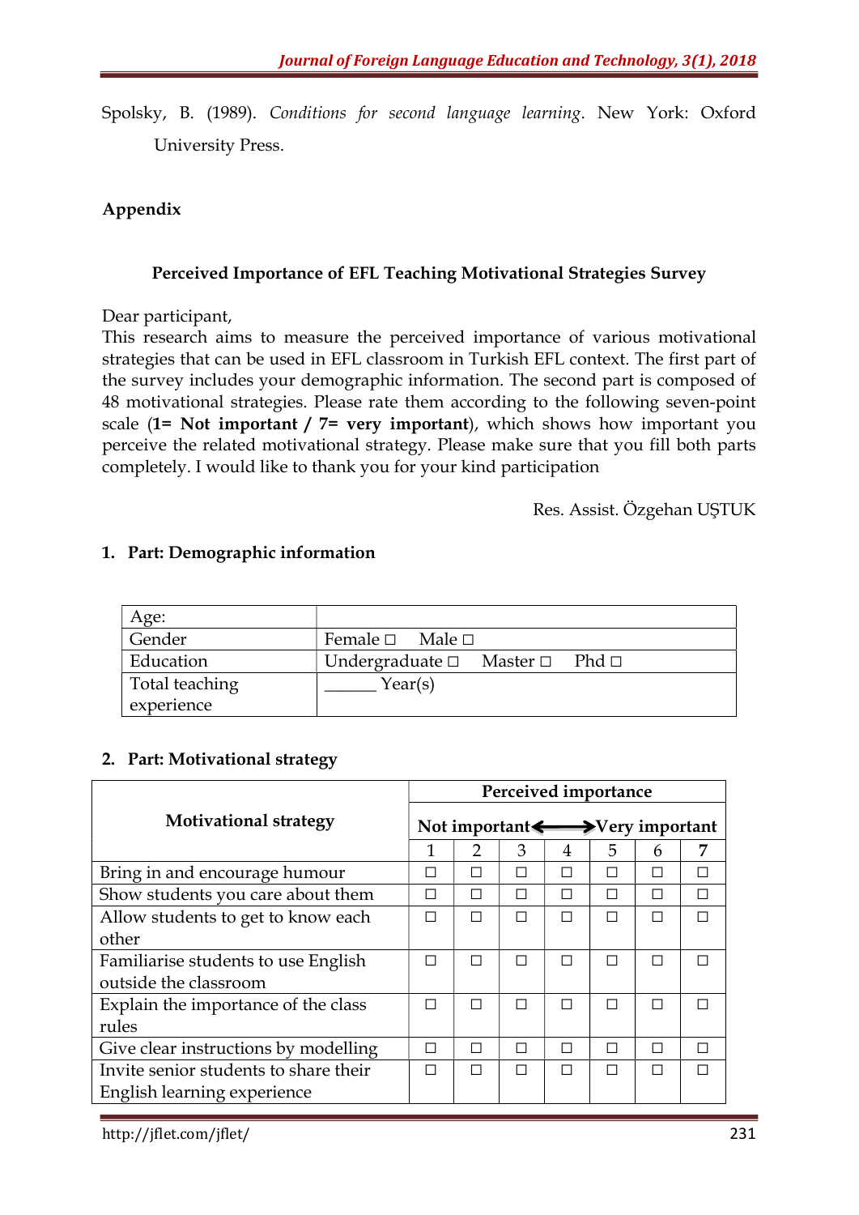Spolsky, B. (1989). *Conditions for second language learning*. New York: Oxford University Press.

## Appendix

### Perceived Importance of EFL Teaching Motivational Strategies Survey

Dear participant,
This research aims to measure the perceived importance of various motivational strategies that can be used in EFL classroom in Turkish EFL context. The first part of the survey includes your demographic information. The second part is composed of 48 motivational strategies. Please rate them according to the following seven-point scale (**1= Not important / 7= very important**), which shows how important you perceive the related motivational strategy. Please make sure that you fill both parts completely. I would like to thank you for your kind participation

Res. Assist. Özgehan UŞTUK

**1. Part: Demographic information**

| Age: | |
|---|---|
| Gender | Female ☐ Male ☐ |
| Education | Undergraduate ☐ Master ☐ Phd ☐ |
| Total teaching experience | ______ Year(s) |

**2. Part: Motivational strategy**

| Motivational strategy | Perceived importance | | | | | | |
|---|---|---|---|---|---|---|---|
| | Not important ⟷ Very important | | | | | | |
| | 1 | 2 | 3 | 4 | 5 | 6 | 7 |
| Bring in and encourage humour | ☐ | ☐ | ☐ | ☐ | ☐ | ☐ | ☐ |
| Show students you care about them | ☐ | ☐ | ☐ | ☐ | ☐ | ☐ | ☐ |
| Allow students to get to know each other | ☐ | ☐ | ☐ | ☐ | ☐ | ☐ | ☐ |
| Familiarise students to use English outside the classroom | ☐ | ☐ | ☐ | ☐ | ☐ | ☐ | ☐ |
| Explain the importance of the class rules | ☐ | ☐ | ☐ | ☐ | ☐ | ☐ | ☐ |
| Give clear instructions by modelling | ☐ | ☐ | ☐ | ☐ | ☐ | ☐ | ☐ |
| Invite senior students to share their English learning experience | ☐ | ☐ | ☐ | ☐ | ☐ | ☐ | ☐ |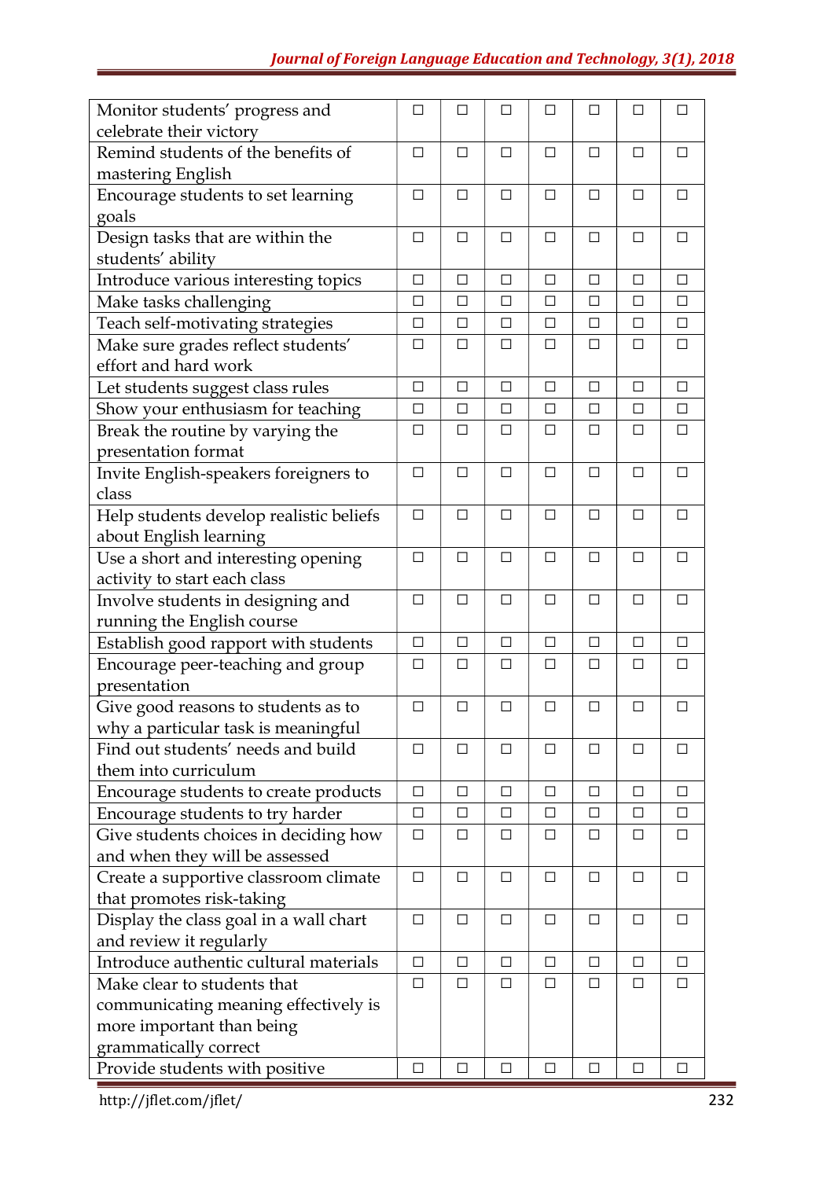| | | | | | | | |
|---|---|---|---|---|---|---|---|
| Monitor students' progress and celebrate their victory | ☐ | ☐ | ☐ | ☐ | ☐ | ☐ | ☐ |
| Remind students of the benefits of mastering English | ☐ | ☐ | ☐ | ☐ | ☐ | ☐ | ☐ |
| Encourage students to set learning goals | ☐ | ☐ | ☐ | ☐ | ☐ | ☐ | ☐ |
| Design tasks that are within the students' ability | ☐ | ☐ | ☐ | ☐ | ☐ | ☐ | ☐ |
| Introduce various interesting topics | ☐ | ☐ | ☐ | ☐ | ☐ | ☐ | ☐ |
| Make tasks challenging | ☐ | ☐ | ☐ | ☐ | ☐ | ☐ | ☐ |
| Teach self-motivating strategies | ☐ | ☐ | ☐ | ☐ | ☐ | ☐ | ☐ |
| Make sure grades reflect students' effort and hard work | ☐ | ☐ | ☐ | ☐ | ☐ | ☐ | ☐ |
| Let students suggest class rules | ☐ | ☐ | ☐ | ☐ | ☐ | ☐ | ☐ |
| Show your enthusiasm for teaching | ☐ | ☐ | ☐ | ☐ | ☐ | ☐ | ☐ |
| Break the routine by varying the presentation format | ☐ | ☐ | ☐ | ☐ | ☐ | ☐ | ☐ |
| Invite English-speakers foreigners to class | ☐ | ☐ | ☐ | ☐ | ☐ | ☐ | ☐ |
| Help students develop realistic beliefs about English learning | ☐ | ☐ | ☐ | ☐ | ☐ | ☐ | ☐ |
| Use a short and interesting opening activity to start each class | ☐ | ☐ | ☐ | ☐ | ☐ | ☐ | ☐ |
| Involve students in designing and running the English course | ☐ | ☐ | ☐ | ☐ | ☐ | ☐ | ☐ |
| Establish good rapport with students | ☐ | ☐ | ☐ | ☐ | ☐ | ☐ | ☐ |
| Encourage peer-teaching and group presentation | ☐ | ☐ | ☐ | ☐ | ☐ | ☐ | ☐ |
| Give good reasons to students as to why a particular task is meaningful | ☐ | ☐ | ☐ | ☐ | ☐ | ☐ | ☐ |
| Find out students' needs and build them into curriculum | ☐ | ☐ | ☐ | ☐ | ☐ | ☐ | ☐ |
| Encourage students to create products | ☐ | ☐ | ☐ | ☐ | ☐ | ☐ | ☐ |
| Encourage students to try harder | ☐ | ☐ | ☐ | ☐ | ☐ | ☐ | ☐ |
| Give students choices in deciding how and when they will be assessed | ☐ | ☐ | ☐ | ☐ | ☐ | ☐ | ☐ |
| Create a supportive classroom climate that promotes risk-taking | ☐ | ☐ | ☐ | ☐ | ☐ | ☐ | ☐ |
| Display the class goal in a wall chart and review it regularly | ☐ | ☐ | ☐ | ☐ | ☐ | ☐ | ☐ |
| Introduce authentic cultural materials | ☐ | ☐ | ☐ | ☐ | ☐ | ☐ | ☐ |
| Make clear to students that communicating meaning effectively is more important than being grammatically correct | ☐ | ☐ | ☐ | ☐ | ☐ | ☐ | ☐ |
| Provide students with positive | ☐ | ☐ | ☐ | ☐ | ☐ | ☐ | ☐ |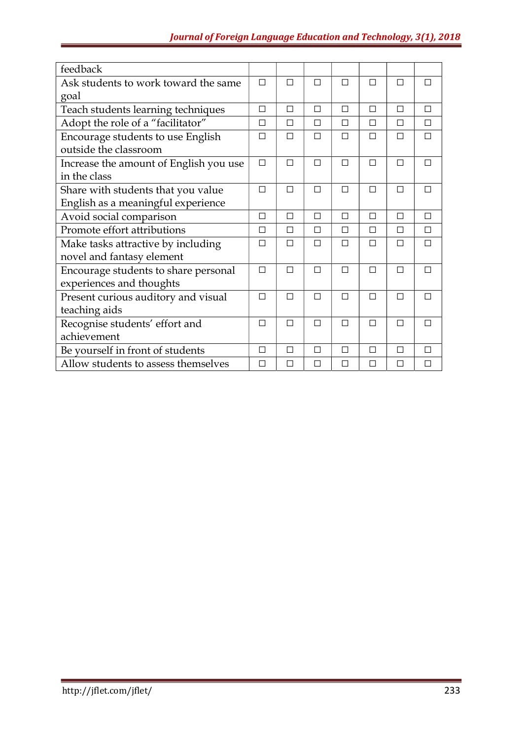| | | | | | | | |
|---|---|---|---|---|---|---|---|
| feedback | | | | | | | |
| Ask students to work toward the same goal | ☐ | ☐ | ☐ | ☐ | ☐ | ☐ | ☐ |
| Teach students learning techniques | ☐ | ☐ | ☐ | ☐ | ☐ | ☐ | ☐ |
| Adopt the role of a "facilitator" | ☐ | ☐ | ☐ | ☐ | ☐ | ☐ | ☐ |
| Encourage students to use English outside the classroom | ☐ | ☐ | ☐ | ☐ | ☐ | ☐ | ☐ |
| Increase the amount of English you use in the class | ☐ | ☐ | ☐ | ☐ | ☐ | ☐ | ☐ |
| Share with students that you value English as a meaningful experience | ☐ | ☐ | ☐ | ☐ | ☐ | ☐ | ☐ |
| Avoid social comparison | ☐ | ☐ | ☐ | ☐ | ☐ | ☐ | ☐ |
| Promote effort attributions | ☐ | ☐ | ☐ | ☐ | ☐ | ☐ | ☐ |
| Make tasks attractive by including novel and fantasy element | ☐ | ☐ | ☐ | ☐ | ☐ | ☐ | ☐ |
| Encourage students to share personal experiences and thoughts | ☐ | ☐ | ☐ | ☐ | ☐ | ☐ | ☐ |
| Present curious auditory and visual teaching aids | ☐ | ☐ | ☐ | ☐ | ☐ | ☐ | ☐ |
| Recognise students' effort and achievement | ☐ | ☐ | ☐ | ☐ | ☐ | ☐ | ☐ |
| Be yourself in front of students | ☐ | ☐ | ☐ | ☐ | ☐ | ☐ | ☐ |
| Allow students to assess themselves | ☐ | ☐ | ☐ | ☐ | ☐ | ☐ | ☐ |